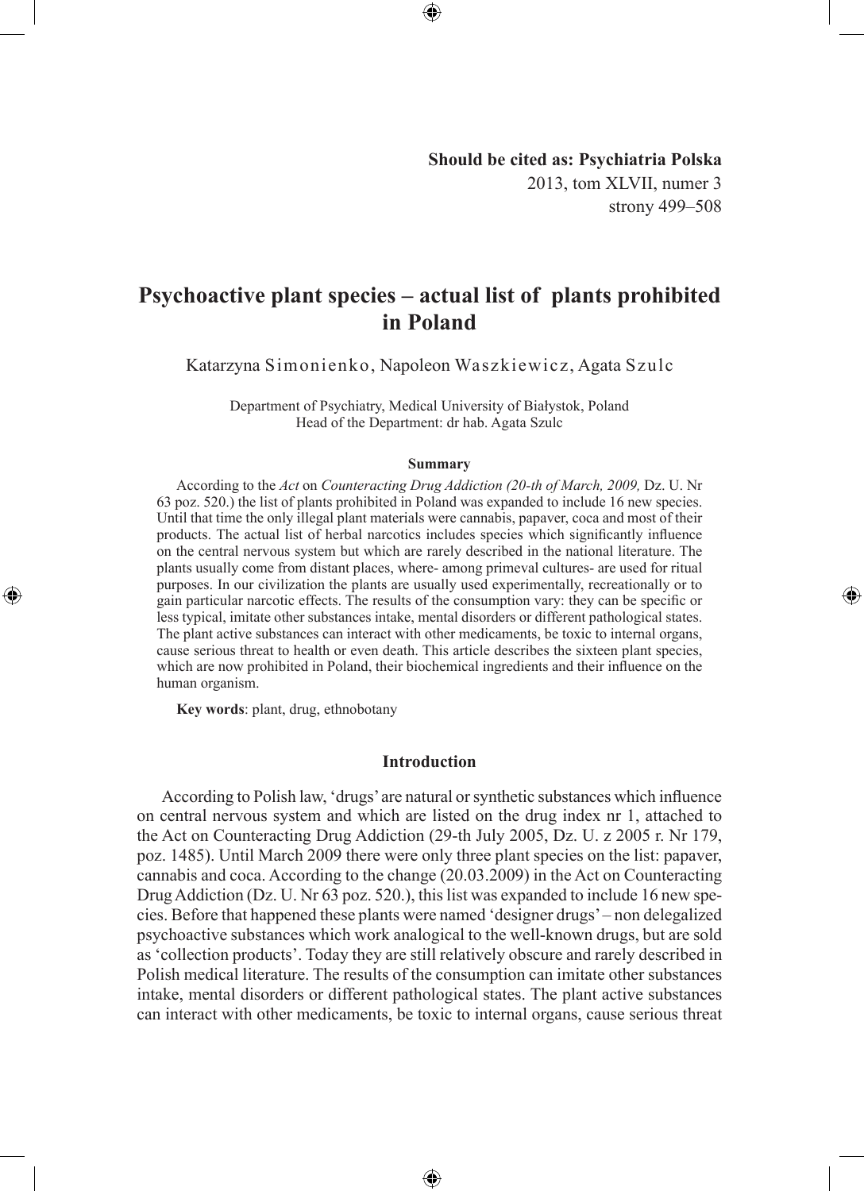**Should be cited as: Psychiatria Polska**
2013, tom XLVII, numer 3
strony 499–508

# Psychoactive plant species – actual list of plants prohibited in Poland

Katarzyna Simonienko, Napoleon Waszkiewicz, Agata Szulc

Department of Psychiatry, Medical University of Białystok, Poland
Head of the Department: dr hab. Agata Szulc

### Summary

According to the *Act* on *Counteracting Drug Addiction (20-th of March, 2009,* Dz. U. Nr 63 poz. 520.) the list of plants prohibited in Poland was expanded to include 16 new species. Until that time the only illegal plant materials were cannabis, papaver, coca and most of their products. The actual list of herbal narcotics includes species which significantly influence on the central nervous system but which are rarely described in the national literature. The plants usually come from distant places, where- among primeval cultures- are used for ritual purposes. In our civilization the plants are usually used experimentally, recreationally or to gain particular narcotic effects. The results of the consumption vary: they can be specific or less typical, imitate other substances intake, mental disorders or different pathological states. The plant active substances can interact with other medicaments, be toxic to internal organs, cause serious threat to health or even death. This article describes the sixteen plant species, which are now prohibited in Poland, their biochemical ingredients and their influence on the human organism.

**Key words**: plant, drug, ethnobotany

## Introduction

According to Polish law, 'drugs' are natural or synthetic substances which influence on central nervous system and which are listed on the drug index nr 1, attached to the Act on Counteracting Drug Addiction (29-th July 2005, Dz. U. z 2005 r. Nr 179, poz. 1485). Until March 2009 there were only three plant species on the list: papaver, cannabis and coca. According to the change (20.03.2009) in the Act on Counteracting Drug Addiction (Dz. U. Nr 63 poz. 520.), this list was expanded to include 16 new species. Before that happened these plants were named 'designer drugs' – non delegalized psychoactive substances which work analogical to the well-known drugs, but are sold as 'collection products'. Today they are still relatively obscure and rarely described in Polish medical literature. The results of the consumption can imitate other substances intake, mental disorders or different pathological states. The plant active substances can interact with other medicaments, be toxic to internal organs, cause serious threat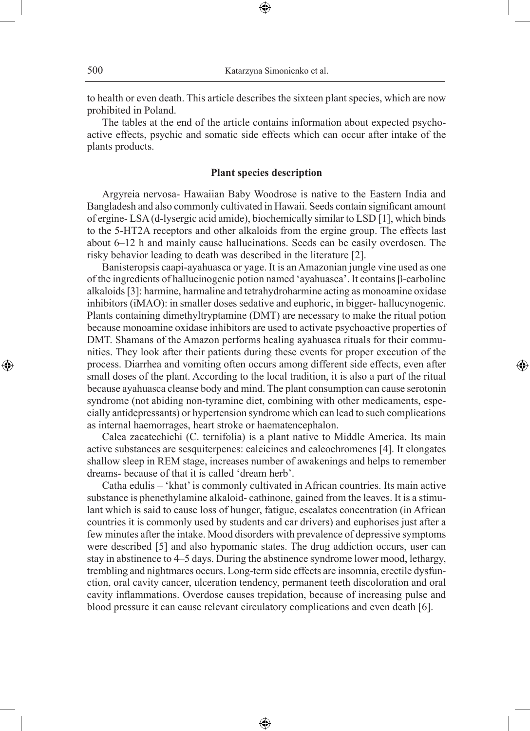to health or even death. This article describes the sixteen plant species, which are now prohibited in Poland.

The tables at the end of the article contains information about expected psychoactive effects, psychic and somatic side effects which can occur after intake of the plants products.

### Plant species description

Argyreia nervosa- Hawaiian Baby Woodrose is native to the Eastern India and Bangladesh and also commonly cultivated in Hawaii. Seeds contain significant amount of ergine- LSA (d-lysergic acid amide), biochemically similar to LSD [1], which binds to the 5-HT2A receptors and other alkaloids from the ergine group. The effects last about 6–12 h and mainly cause hallucinations. Seeds can be easily overdosen. The risky behavior leading to death was described in the literature [2].

Banisteropsis caapi-ayahuasca or yage. It is an Amazonian jungle vine used as one of the ingredients of hallucinogenic potion named 'ayahuasca'. It contains β-carboline alkaloids [3]: harmine, harmaline and tetrahydroharmine acting as monoamine oxidase inhibitors (iMAO): in smaller doses sedative and euphoric, in bigger- hallucynogenic. Plants containing dimethyltryptamine (DMT) are necessary to make the ritual potion because monoamine oxidase inhibitors are used to activate psychoactive properties of DMT. Shamans of the Amazon performs healing ayahuasca rituals for their communities. They look after their patients during these events for proper execution of the process. Diarrhea and vomiting often occurs among different side effects, even after small doses of the plant. According to the local tradition, it is also a part of the ritual because ayahuasca cleanse body and mind. The plant consumption can cause serotonin syndrome (not abiding non-tyramine diet, combining with other medicaments, especially antidepressants) or hypertension syndrome which can lead to such complications as internal haemorrages, heart stroke or haematencephalon.

Calea zacatechichi (C. ternifolia) is a plant native to Middle America. Its main active substances are sesquiterpenes: caleicines and caleochromenes [4]. It elongates shallow sleep in REM stage, increases number of awakenings and helps to remember dreams- because of that it is called 'dream herb'.

Catha edulis – 'khat' is commonly cultivated in African countries. Its main active substance is phenethylamine alkaloid- cathinone, gained from the leaves. It is a stimulant which is said to cause loss of hunger, fatigue, escalates concentration (in African countries it is commonly used by students and car drivers) and euphorises just after a few minutes after the intake. Mood disorders with prevalence of depressive symptoms were described [5] and also hypomanic states. The drug addiction occurs, user can stay in abstinence to 4–5 days. During the abstinence syndrome lower mood, lethargy, trembling and nightmares occurs. Long-term side effects are insomnia, erectile dysfunction, oral cavity cancer, ulceration tendency, permanent teeth discoloration and oral cavity inflammations. Overdose causes trepidation, because of increasing pulse and blood pressure it can cause relevant circulatory complications and even death [6].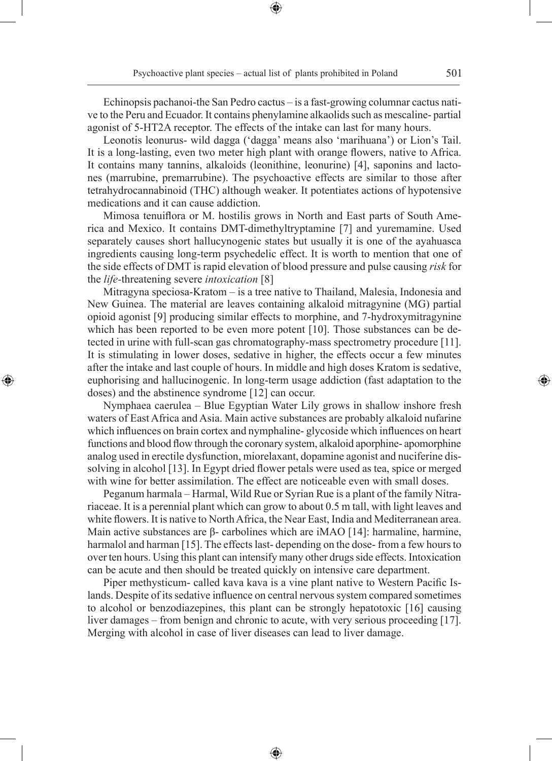Echinopsis pachanoi-the San Pedro cactus – is a fast-growing columnar cactus native to the Peru and Ecuador. It contains phenylamine alkaolids such as mescaline- partial agonist of 5-HT2A receptor. The effects of the intake can last for many hours.

Leonotis leonurus- wild dagga ('dagga' means also 'marihuana') or Lion's Tail. It is a long-lasting, even two meter high plant with orange flowers, native to Africa. It contains many tannins, alkaloids (leonithine, leonurine) [4], saponins and lactones (marrubine, premarrubine). The psychoactive effects are similar to those after tetrahydrocannabinoid (THC) although weaker. It potentiates actions of hypotensive medications and it can cause addiction.

Mimosa tenuiflora or M. hostilis grows in North and East parts of South America and Mexico. It contains DMT-dimethyltryptamine [7] and yuremamine. Used separately causes short hallucynogenic states but usually it is one of the ayahuasca ingredients causing long-term psychedelic effect. It is worth to mention that one of the side effects of DMT is rapid elevation of blood pressure and pulse causing *risk* for the *life*-threatening severe *intoxication* [8]

Mitragyna speciosa-Kratom – is a tree native to Thailand, Malesia, Indonesia and New Guinea. The material are leaves containing alkaloid mitragynine (MG) partial opioid agonist [9] producing similar effects to morphine, and 7-hydroxymitragynine which has been reported to be even more potent [10]. Those substances can be detected in urine with full-scan gas chromatography-mass spectrometry procedure [11]. It is stimulating in lower doses, sedative in higher, the effects occur a few minutes after the intake and last couple of hours. In middle and high doses Kratom is sedative, euphorising and hallucinogenic. In long-term usage addiction (fast adaptation to the doses) and the abstinence syndrome [12] can occur.

Nymphaea caerulea – Blue Egyptian Water Lily grows in shallow inshore fresh waters of East Africa and Asia. Main active substances are probably alkaloid nufarine which influences on brain cortex and nymphaline- glycoside which influences on heart functions and blood flow through the coronary system, alkaloid aporphine- apomorphine analog used in erectile dysfunction, miorelaxant, dopamine agonist and nuciferine dissolving in alcohol [13]. In Egypt dried flower petals were used as tea, spice or merged with wine for better assimilation. The effect are noticeable even with small doses.

Peganum harmala – Harmal, Wild Rue or Syrian Rue is a plant of the family Nitrariaceae. It is a perennial plant which can grow to about 0.5 m tall, with light leaves and white flowers. It is native to North Africa, the Near East, India and Mediterranean area. Main active substances are β- carbolines which are iMAO [14]: harmaline, harmine, harmalol and harman [15]. The effects last- depending on the dose- from a few hours to over ten hours. Using this plant can intensify many other drugs side effects. Intoxication can be acute and then should be treated quickly on intensive care department.

Piper methysticum- called kava kava is a vine plant native to Western Pacific Islands. Despite of its sedative influence on central nervous system compared sometimes to alcohol or benzodiazepines, this plant can be strongly hepatotoxic [16] causing liver damages – from benign and chronic to acute, with very serious proceeding [17]. Merging with alcohol in case of liver diseases can lead to liver damage.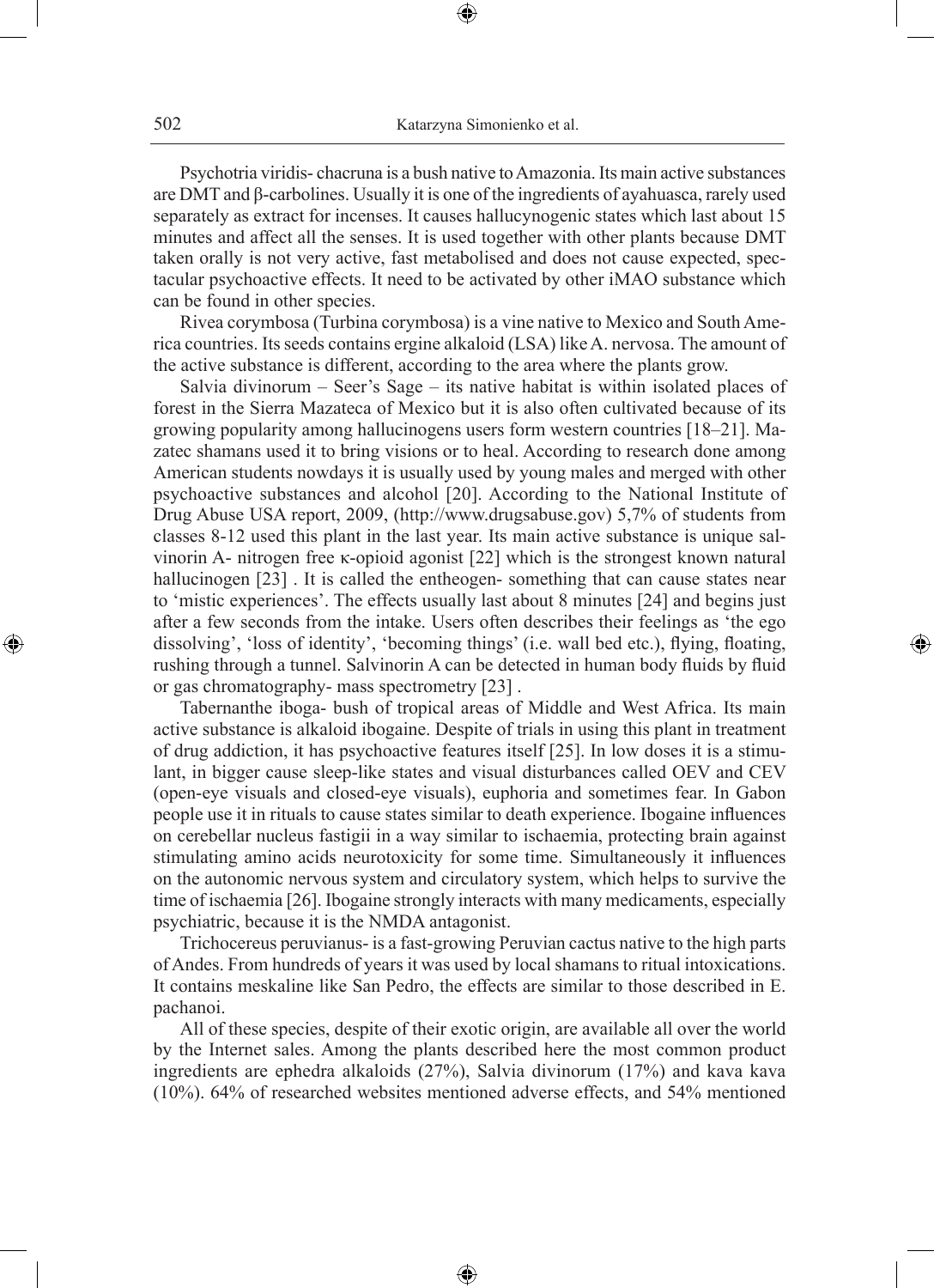Psychotria viridis- chacruna is a bush native to Amazonia. Its main active substances are DMT and β-carbolines. Usually it is one of the ingredients of ayahuasca, rarely used separately as extract for incenses. It causes hallucynogenic states which last about 15 minutes and affect all the senses. It is used together with other plants because DMT taken orally is not very active, fast metabolised and does not cause expected, spectacular psychoactive effects. It need to be activated by other iMAO substance which can be found in other species.

Rivea corymbosa (Turbina corymbosa) is a vine native to Mexico and South America countries. Its seeds contains ergine alkaloid (LSA) like A. nervosa. The amount of the active substance is different, according to the area where the plants grow.

Salvia divinorum – Seer's Sage – its native habitat is within isolated places of forest in the Sierra Mazateca of Mexico but it is also often cultivated because of its growing popularity among hallucinogens users form western countries [18–21]. Mazatec shamans used it to bring visions or to heal. According to research done among American students nowdays it is usually used by young males and merged with other psychoactive substances and alcohol [20]. According to the National Institute of Drug Abuse USA report, 2009, (http://www.drugsabuse.gov) 5,7% of students from classes 8-12 used this plant in the last year. Its main active substance is unique salvinorin A- nitrogen free κ-opioid agonist [22] which is the strongest known natural hallucinogen [23] . It is called the entheogen- something that can cause states near to 'mistic experiences'. The effects usually last about 8 minutes [24] and begins just after a few seconds from the intake. Users often describes their feelings as 'the ego dissolving', 'loss of identity', 'becoming things' (i.e. wall bed etc.), flying, floating, rushing through a tunnel. Salvinorin A can be detected in human body fluids by fluid or gas chromatography- mass spectrometry [23] .

Tabernanthe iboga- bush of tropical areas of Middle and West Africa. Its main active substance is alkaloid ibogaine. Despite of trials in using this plant in treatment of drug addiction, it has psychoactive features itself [25]. In low doses it is a stimulant, in bigger cause sleep-like states and visual disturbances called OEV and CEV (open-eye visuals and closed-eye visuals), euphoria and sometimes fear. In Gabon people use it in rituals to cause states similar to death experience. Ibogaine influences on cerebellar nucleus fastigii in a way similar to ischaemia, protecting brain against stimulating amino acids neurotoxicity for some time. Simultaneously it influences on the autonomic nervous system and circulatory system, which helps to survive the time of ischaemia [26]. Ibogaine strongly interacts with many medicaments, especially psychiatric, because it is the NMDA antagonist.

Trichocereus peruvianus- is a fast-growing Peruvian cactus native to the high parts of Andes. From hundreds of years it was used by local shamans to ritual intoxications. It contains meskaline like San Pedro, the effects are similar to those described in E. pachanoi.

All of these species, despite of their exotic origin, are available all over the world by the Internet sales. Among the plants described here the most common product ingredients are ephedra alkaloids (27%), Salvia divinorum (17%) and kava kava (10%). 64% of researched websites mentioned adverse effects, and 54% mentioned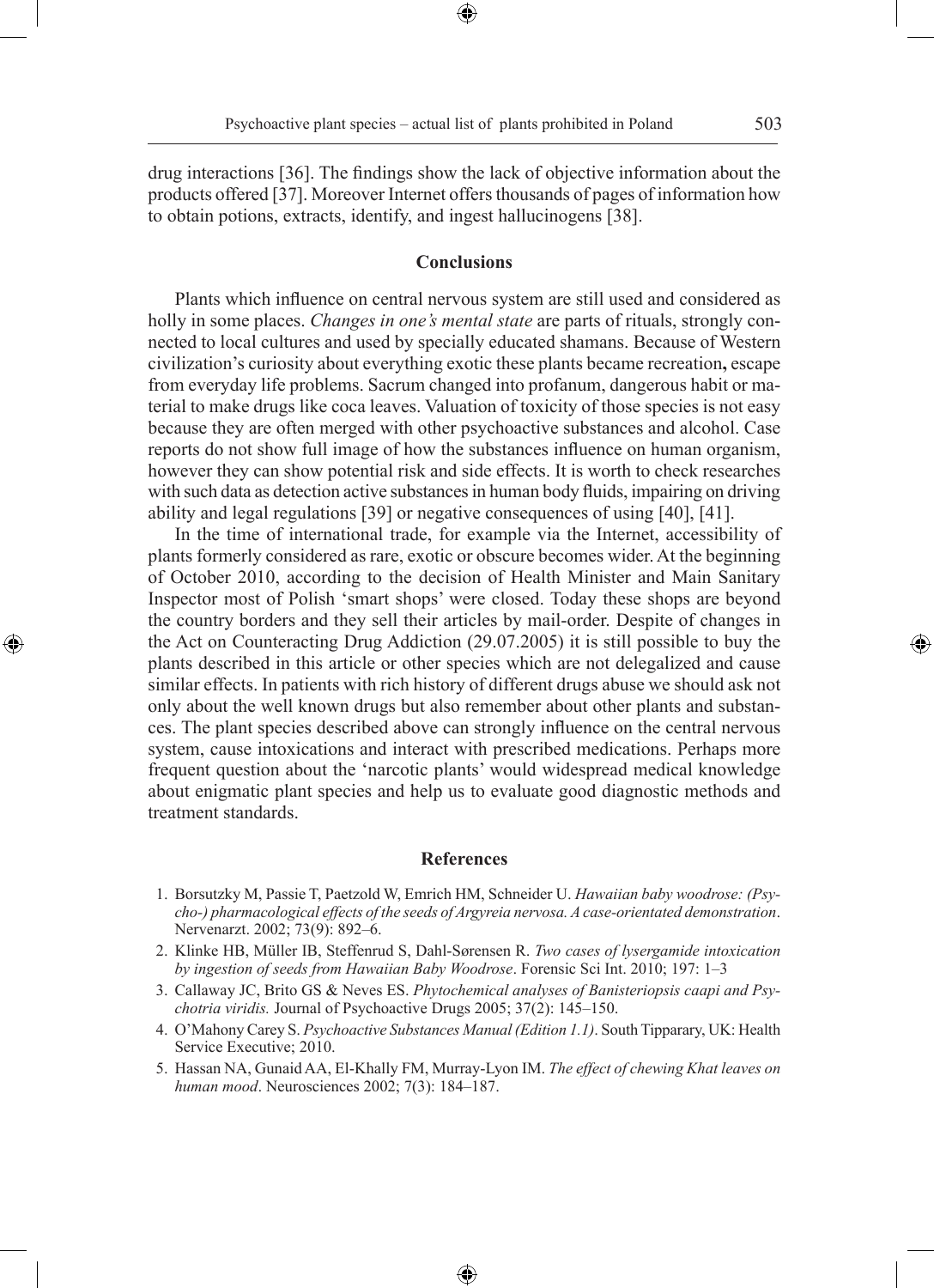drug interactions [36]. The findings show the lack of objective information about the products offered [37]. Moreover Internet offers thousands of pages of information how to obtain potions, extracts, identify, and ingest hallucinogens [38].

## Conclusions

Plants which influence on central nervous system are still used and considered as holly in some places. *Changes in one's mental state* are parts of rituals, strongly connected to local cultures and used by specially educated shamans. Because of Western civilization's curiosity about everything exotic these plants became recreation**,** escape from everyday life problems. Sacrum changed into profanum, dangerous habit or material to make drugs like coca leaves. Valuation of toxicity of those species is not easy because they are often merged with other psychoactive substances and alcohol. Case reports do not show full image of how the substances influence on human organism, however they can show potential risk and side effects. It is worth to check researches with such data as detection active substances in human body fluids, impairing on driving ability and legal regulations [39] or negative consequences of using [40], [41].

In the time of international trade, for example via the Internet, accessibility of plants formerly considered as rare, exotic or obscure becomes wider. At the beginning of October 2010, according to the decision of Health Minister and Main Sanitary Inspector most of Polish 'smart shops' were closed. Today these shops are beyond the country borders and they sell their articles by mail-order. Despite of changes in the Act on Counteracting Drug Addiction (29.07.2005) it is still possible to buy the plants described in this article or other species which are not delegalized and cause similar effects. In patients with rich history of different drugs abuse we should ask not only about the well known drugs but also remember about other plants and substances. The plant species described above can strongly influence on the central nervous system, cause intoxications and interact with prescribed medications. Perhaps more frequent question about the 'narcotic plants' would widespread medical knowledge about enigmatic plant species and help us to evaluate good diagnostic methods and treatment standards.

## References

1. Borsutzky M, Passie T, Paetzold W, Emrich HM, Schneider U. *Hawaiian baby woodrose: (Psycho-) pharmacological effects of the seeds of Argyreia nervosa. A case-orientated demonstration*. Nervenarzt. 2002; 73(9): 892–6.
2. Klinke HB, Müller IB, Steffenrud S, Dahl-Sørensen R. *Two cases of lysergamide intoxication by ingestion of seeds from Hawaiian Baby Woodrose*. Forensic Sci Int. 2010; 197: 1–3
3. Callaway JC, Brito GS & Neves ES. *Phytochemical analyses of Banisteriopsis caapi and Psychotria viridis.* Journal of Psychoactive Drugs 2005; 37(2): 145–150.
4. O'Mahony Carey S. *Psychoactive Substances Manual (Edition 1.1)*. South Tipparary, UK: Health Service Executive; 2010.
5. Hassan NA, Gunaid AA, El-Khally FM, Murray-Lyon IM. *The effect of chewing Khat leaves on human mood*. Neurosciences 2002; 7(3): 184–187.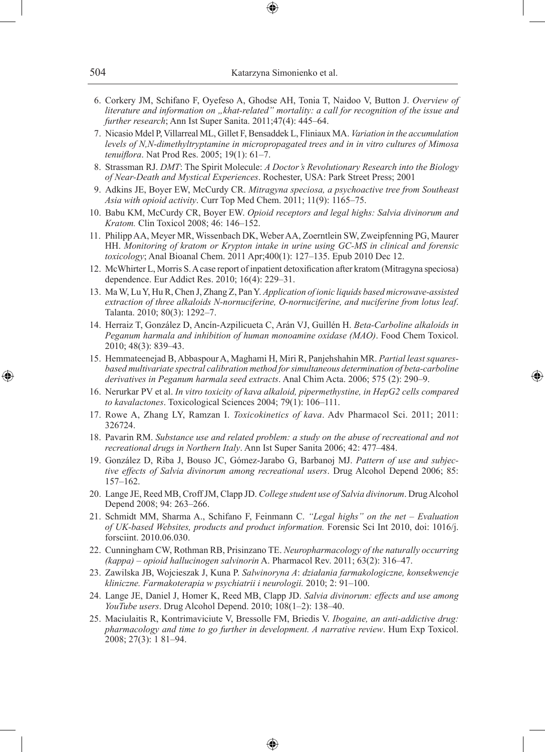6. Corkery JM, Schifano F, Oyefeso A, Ghodse AH, Tonia T, Naidoo V, Button J. *Overview of literature and information on „khat-related" mortality: a call for recognition of the issue and further research*; Ann Ist Super Sanita. 2011;47(4): 445–64.
7. Nicasio Mdel P, Villarreal ML, Gillet F, Bensaddek L, Fliniaux MA. *Variation in the accumulation levels of N,N-dimethyltryptamine in micropropagated trees and in in vitro cultures of Mimosa tenuiflora*. Nat Prod Res. 2005; 19(1): 61–7.
8. Strassman RJ. *DMT*: The Spirit Molecule: *A Doctor's Revolutionary Research into the Biology of Near-Death and Mystical Experiences*. Rochester, USA: Park Street Press; 2001
9. Adkins JE, Boyer EW, McCurdy CR. *Mitragyna speciosa, a psychoactive tree from Southeast Asia with opioid activity*. Curr Top Med Chem. 2011; 11(9): 1165–75.
10. Babu KM, McCurdy CR, Boyer EW. *Opioid receptors and legal highs: Salvia divinorum and Kratom.* Clin Toxicol 2008; 46: 146–152.
11. Philipp AA, Meyer MR, Wissenbach DK, Weber AA, Zoerntlein SW, Zweipfenning PG, Maurer HH. *Monitoring of kratom or Krypton intake in urine using GC-MS in clinical and forensic toxicology*; Anal Bioanal Chem. 2011 Apr;400(1): 127–135. Epub 2010 Dec 12.
12. McWhirter L, Morris S. A case report of inpatient detoxification after kratom (Mitragyna speciosa) dependence. Eur Addict Res. 2010; 16(4): 229–31.
13. Ma W, Lu Y, Hu R, Chen J, Zhang Z, Pan Y. *Application of ionic liquids based microwave-assisted extraction of three alkaloids N-nornuciferine, O-nornuciferine, and nuciferine from lotus leaf*. Talanta. 2010; 80(3): 1292–7.
14. Herraiz T, González D, Ancín-Azpilicueta C, Arán VJ, Guillén H. *Beta-Carboline alkaloids in Peganum harmala and inhibition of human monoamine oxidase (MAO)*. Food Chem Toxicol. 2010; 48(3): 839–43.
15. Hemmateenejad B, Abbaspour A, Maghami H, Miri R, Panjehshahin MR. *Partial least squares-based multivariate spectral calibration method for simultaneous determination of beta-carboline derivatives in Peganum harmala seed extracts*. Anal Chim Acta. 2006; 575 (2): 290–9.
16. Nerurkar PV et al. *In vitro toxicity of kava alkaloid, pipermethystine, in HepG2 cells compared to kavalactones*. Toxicological Sciences 2004; 79(1): 106–111.
17. Rowe A, Zhang LY, Ramzan I. *Toxicokinetics of kava*. Adv Pharmacol Sci. 2011; 2011: 326724.
18. Pavarin RM. *Substance use and related problem: a study on the abuse of recreational and not recreational drugs in Northern Italy*. Ann Ist Super Sanita 2006; 42: 477–484.
19. González D, Riba J, Bouso JC, Gómez-Jarabo G, Barbanoj MJ. *Pattern of use and subjective effects of Salvia divinorum among recreational users*. Drug Alcohol Depend 2006; 85: 157–162.
20. Lange JE, Reed MB, Croff JM, Clapp JD. *College student use of Salvia divinorum*. Drug Alcohol Depend 2008; 94: 263–266.
21. Schmidt MM, Sharma A., Schifano F, Feinmann C. *"Legal highs" on the net – Evaluation of UK-based Websites, products and product information.* Forensic Sci Int 2010, doi: 1016/j.forsciint. 2010.06.030.
22. Cunningham CW, Rothman RB, Prisinzano TE. *Neuropharmacology of the naturally occurring (kappa) – opioid hallucinogen salvinorin* A. Pharmacol Rev. 2011; 63(2): 316–47.
23. Zawilska JB, Wojcieszak J, Kuna P. *Salwinoryna A*: *działania farmakologiczne, konsekwencje kliniczne. Farmakoterapia w psychiatrii i neurologii.* 2010; 2: 91–100.
24. Lange JE, Daniel J, Homer K, Reed MB, Clapp JD. *Salvia divinorum: effects and use among YouTube users*. Drug Alcohol Depend. 2010; 108(1–2): 138–40.
25. Maciulaitis R, Kontrimaviciute V, Bressolle FM, Briedis V. *Ibogaine, an anti-addictive drug: pharmacology and time to go further in development. A narrative review*. Hum Exp Toxicol. 2008; 27(3): 1 81–94.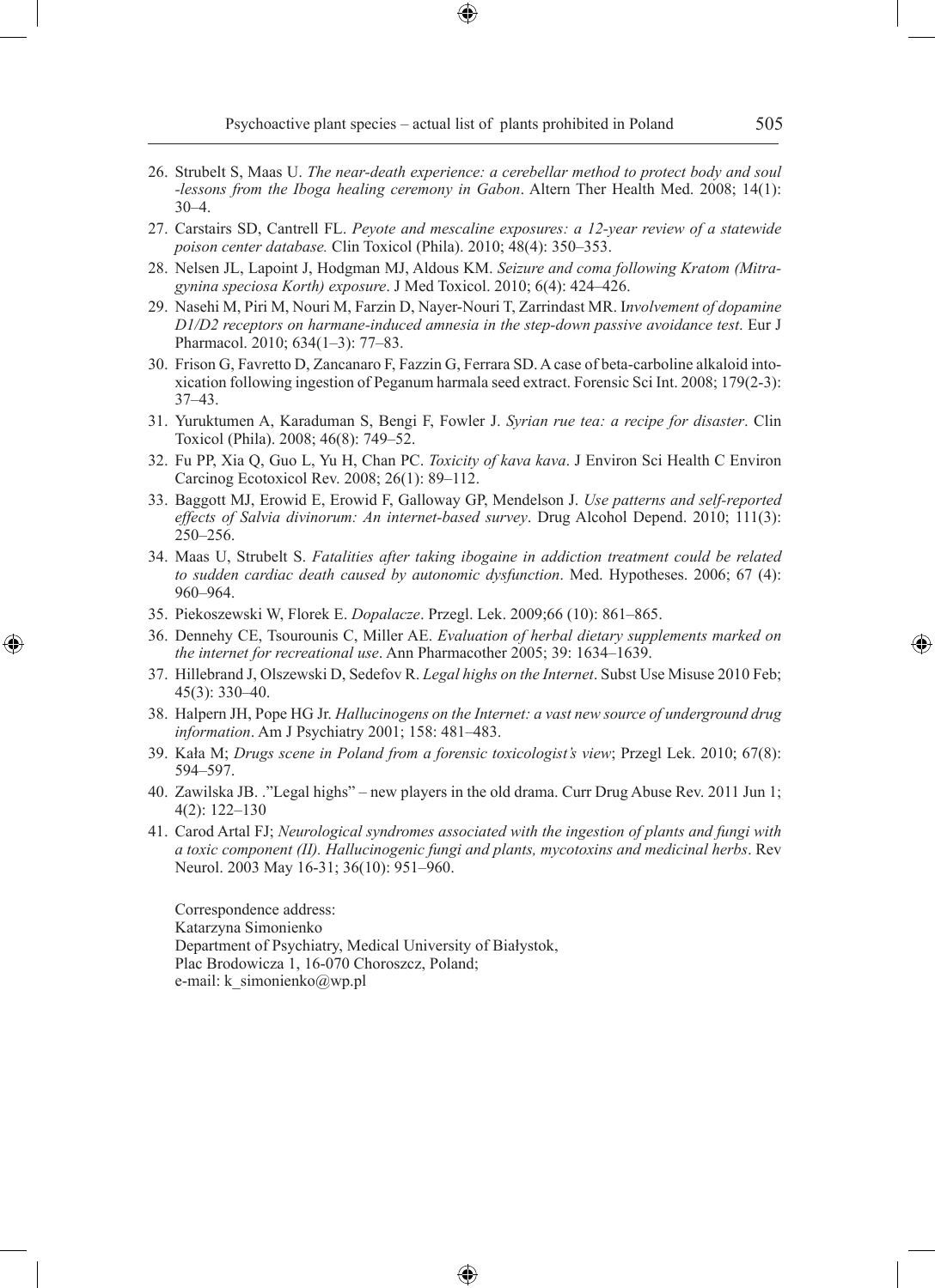26. Strubelt S, Maas U. *The near-death experience: a cerebellar method to protect body and soul -lessons from the Iboga healing ceremony in Gabon*. Altern Ther Health Med. 2008; 14(1): 30–4.
27. Carstairs SD, Cantrell FL. *Peyote and mescaline exposures: a 12-year review of a statewide poison center database.* Clin Toxicol (Phila). 2010; 48(4): 350–353.
28. Nelsen JL, Lapoint J, Hodgman MJ, Aldous KM. *Seizure and coma following Kratom (Mitragynina speciosa Korth) exposure*. J Med Toxicol. 2010; 6(4): 424–426.
29. Nasehi M, Piri M, Nouri M, Farzin D, Nayer-Nouri T, Zarrindast MR. I*nvolvement of dopamine D1/D2 receptors on harmane-induced amnesia in the step-down passive avoidance test*. Eur J Pharmacol. 2010; 634(1–3): 77–83.
30. Frison G, Favretto D, Zancanaro F, Fazzin G, Ferrara SD. A case of beta-carboline alkaloid intoxication following ingestion of Peganum harmala seed extract. Forensic Sci Int. 2008; 179(2-3): 37–43.
31. Yuruktumen A, Karaduman S, Bengi F, Fowler J. *Syrian rue tea: a recipe for disaster*. Clin Toxicol (Phila). 2008; 46(8): 749–52.
32. Fu PP, Xia Q, Guo L, Yu H, Chan PC. *Toxicity of kava kava*. J Environ Sci Health C Environ Carcinog Ecotoxicol Rev. 2008; 26(1): 89–112.
33. Baggott MJ, Erowid E, Erowid F, Galloway GP, Mendelson J. *Use patterns and self-reported effects of Salvia divinorum: An internet-based survey*. Drug Alcohol Depend. 2010; 111(3): 250–256.
34. Maas U, Strubelt S. *Fatalities after taking ibogaine in addiction treatment could be related to sudden cardiac death caused by autonomic dysfunction*. Med. Hypotheses. 2006; 67 (4): 960–964.
35. Piekoszewski W, Florek E. *Dopalacze*. Przegl. Lek. 2009;66 (10): 861–865.
36. Dennehy CE, Tsourounis C, Miller AE. *Evaluation of herbal dietary supplements marked on the internet for recreational use*. Ann Pharmacother 2005; 39: 1634–1639.
37. Hillebrand J, Olszewski D, Sedefov R. *Legal highs on the Internet*. Subst Use Misuse 2010 Feb; 45(3): 330–40.
38. Halpern JH, Pope HG Jr. *Hallucinogens on the Internet: a vast new source of underground drug information*. Am J Psychiatry 2001; 158: 481–483.
39. Kała M; *Drugs scene in Poland from a forensic toxicologist's view*; Przegl Lek. 2010; 67(8): 594–597.
40. Zawilska JB. ."Legal highs" – new players in the old drama. Curr Drug Abuse Rev. 2011 Jun 1; 4(2): 122–130
41. Carod Artal FJ; *Neurological syndromes associated with the ingestion of plants and fungi with a toxic component (II). Hallucinogenic fungi and plants, mycotoxins and medicinal herbs*. Rev Neurol. 2003 May 16-31; 36(10): 951–960.

Correspondence address:
Katarzyna Simonienko
Department of Psychiatry, Medical University of Białystok,
Plac Brodowicza 1, 16-070 Choroszcz, Poland;
e-mail: k_simonienko@wp.pl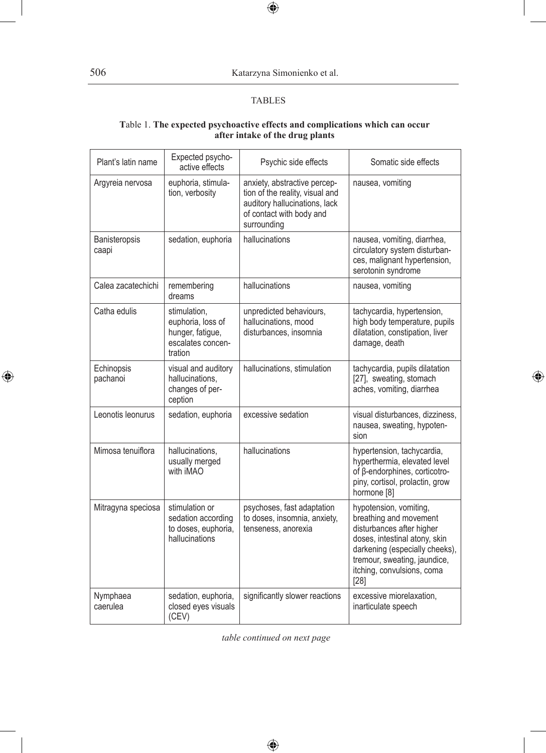## TABLES

**Table 1. The expected psychoactive effects and complications which can occur after intake of the drug plants**

| Plant's latin name | Expected psychoactive effects | Psychic side effects | Somatic side effects |
|---|---|---|---|
| Argyreia nervosa | euphoria, stimulation, verbosity | anxiety, abstractive perception of the reality, visual and auditory hallucinations, lack of contact with body and surrounding | nausea, vomiting |
| Banisteropsis caapi | sedation, euphoria | hallucinations | nausea, vomiting, diarrhea, circulatory system disturbances, malignant hypertension, serotonin syndrome |
| Calea zacatechichi | remembering dreams | hallucinations | nausea, vomiting |
| Catha edulis | stimulation, euphoria, loss of hunger, fatigue, escalates concentration | unpredicted behaviours, hallucinations, mood disturbances, insomnia | tachycardia, hypertension, high body temperature, pupils dilatation, constipation, liver damage, death |
| Echinopsis pachanoi | visual and auditory hallucinations, changes of perception | hallucinations, stimulation | tachycardia, pupils dilatation [27], sweating, stomach aches, vomiting, diarrhea |
| Leonotis leonurus | sedation, euphoria | excessive sedation | visual disturbances, dizziness, nausea, sweating, hypotension |
| Mimosa tenuiflora | hallucinations, usually merged with iMAO | hallucinations | hypertension, tachycardia, hyperthermia, elevated level of β-endorphines, corticotropiny, cortisol, prolactin, grow hormone [8] |
| Mitragyna speciosa | stimulation or sedation according to doses, euphoria, hallucinations | psychoses, fast adaptation to doses, insomnia, anxiety, tenseness, anorexia | hypotension, vomiting, breathing and movement disturbances after higher doses, intestinal atony, skin darkening (especially cheeks), tremour, sweating, jaundice, itching, convulsions, coma [28] |
| Nymphaea caerulea | sedation, euphoria, closed eyes visuals (CEV) | significantly slower reactions | excessive miorelaxation, inarticulate speech |

*table continued on next page*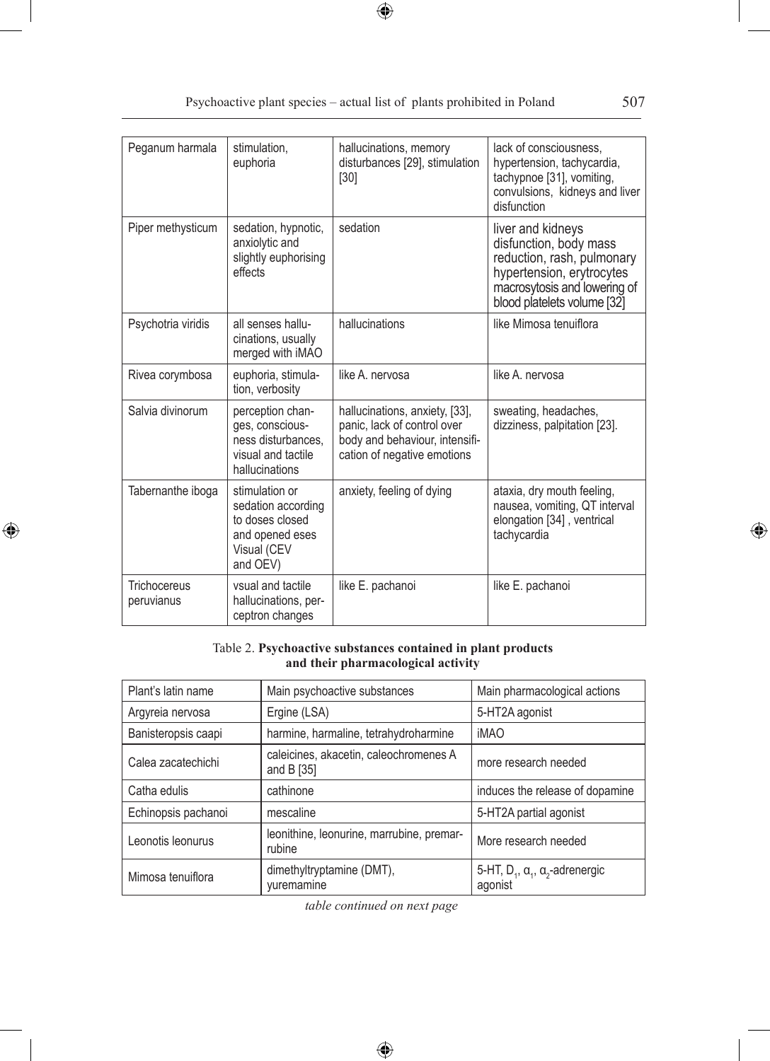| Peganum harmala | stimulation, euphoria | hallucinations, memory disturbances [29], stimulation [30] | lack of consciousness, hypertension, tachycardia, tachypnoe [31], vomiting, convulsions, kidneys and liver disfunction |
|---|---|---|---|
| Piper methysticum | sedation, hypnotic, anxiolytic and slightly euphorising effects | sedation | liver and kidneys disfunction, body mass reduction, rash, pulmonary hypertension, erytrocytes macrosytosis and lowering of blood platelets volume [32] |
| Psychotria viridis | all senses hallucinations, usually merged with iMAO | hallucinations | like Mimosa tenuiflora |
| Rivea corymbosa | euphoria, stimulation, verbosity | like A. nervosa | like A. nervosa |
| Salvia divinorum | perception changes, consciousness disturbances, visual and tactile hallucinations | hallucinations, anxiety, [33], panic, lack of control over body and behaviour, intensification of negative emotions | sweating, headaches, dizziness, palpitation [23]. |
| Tabernanthe iboga | stimulation or sedation according to doses closed and opened eses Visual (CEV and OEV) | anxiety, feeling of dying | ataxia, dry mouth feeling, nausea, vomiting, QT interval elongation [34] , ventrical tachycardia |
| Trichocereus peruvianus | vsual and tactile hallucinations, perceptron changes | like E. pachanoi | like E. pachanoi |

Table 2. **Psychoactive substances contained in plant products and their pharmacological activity**

| Plant's latin name | Main psychoactive substances | Main pharmacological actions |
|---|---|---|
| Argyreia nervosa | Ergine (LSA) | 5-HT2A agonist |
| Banisteropsis caapi | harmine, harmaline, tetrahydroharmine | iMAO |
| Calea zacatechichi | caleicines, akacetin, caleochromenes A and B [35] | more research needed |
| Catha edulis | cathinone | induces the release of dopamine |
| Echinopsis pachanoi | mescaline | 5-HT2A partial agonist |
| Leonotis leonurus | leonithine, leonurine, marrubine, premarrubine | More research needed |
| Mimosa tenuiflora | dimethyltryptamine (DMT), yuremamine | 5-HT, $D_1$, $\alpha_1$, $\alpha_2$-adrenergic agonist |

*table continued on next page*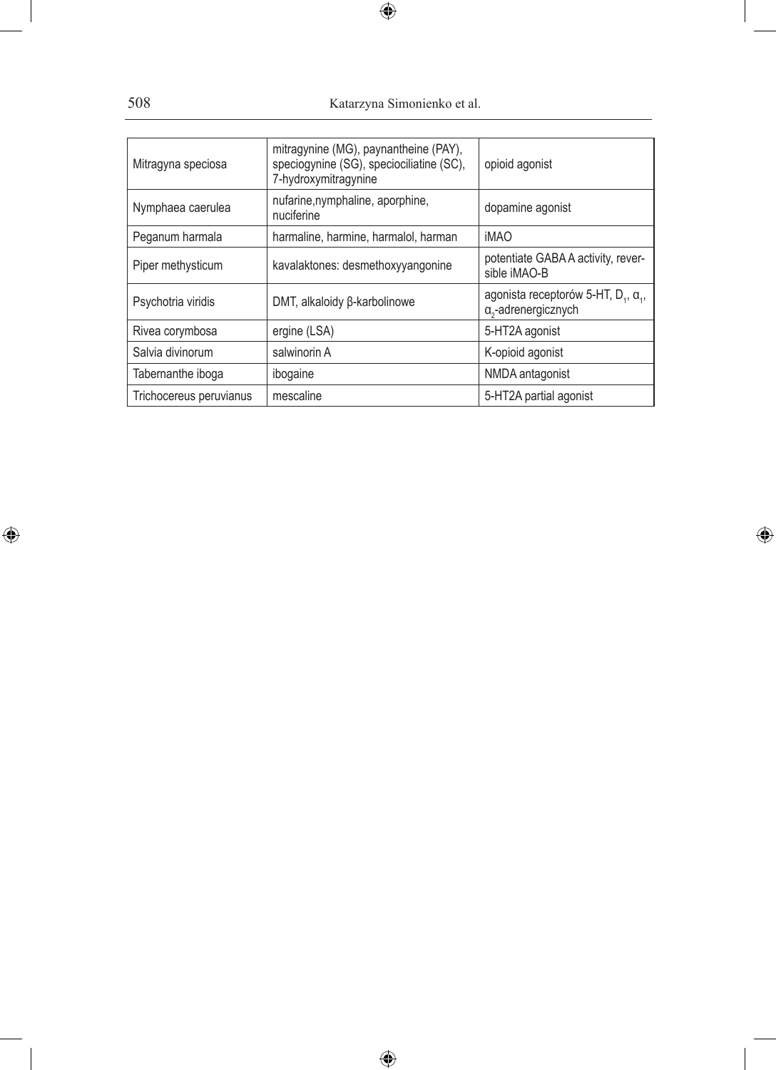| | | |
|---|---|---|
| Mitragyna speciosa | mitragynine (MG), paynantheine (PAY), speciogynine (SG), speciociliatine (SC), 7-hydroxymitragynine | opioid agonist |
| Nymphaea caerulea | nufarine,nymphaline, aporphine, nuciferine | dopamine agonist |
| Peganum harmala | harmaline, harmine, harmalol, harman | iMAO |
| Piper methysticum | kavalaktones: desmethoxyyangonine | potentiate GABA A activity, reversible iMAO-B |
| Psychotria viridis | DMT, alkaloidy β-karbolinowe | agonista receptorów 5-HT, $D_1$, $\alpha_1$, $\alpha_2$-adrenergicznych |
| Rivea corymbosa | ergine (LSA) | 5-HT2A agonist |
| Salvia divinorum | salwinorin A | K-opioid agonist |
| Tabernanthe iboga | ibogaine | NMDA antagonist |
| Trichocereus peruvianus | mescaline | 5-HT2A partial agonist |